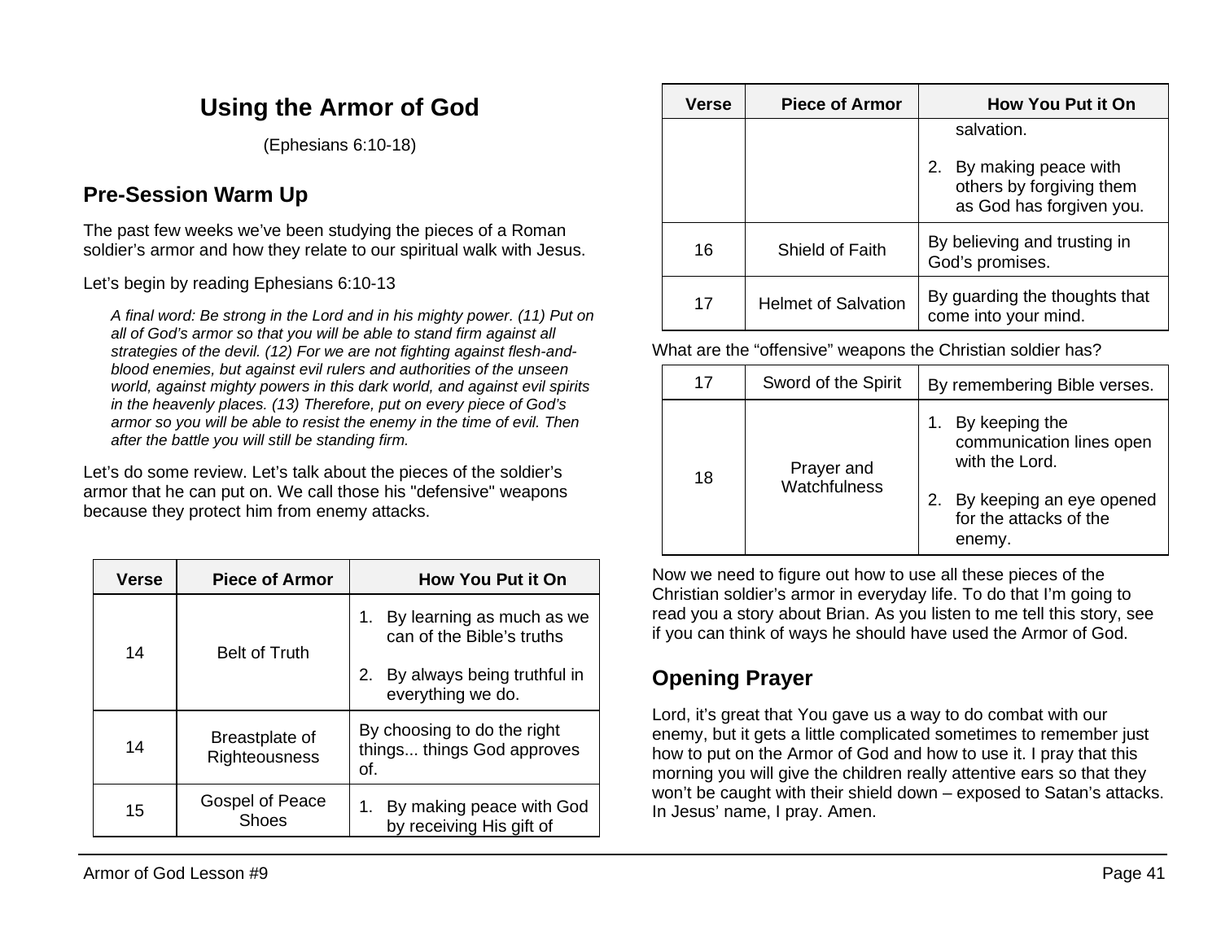# Using the Armor of God

(Ephesians 6:10-18)

## Pre-Session Warm Up

The past few weeks we've been studying the pieces of a Roman soldier's armor and how they relate to our spiritual walk with Jesus.

Let's begin by reading Ephesians 6:10-13

> *A final word: Be strong in the Lord and in his mighty power. (11) Put on all of God's armor so that you will be able to stand firm against all strategies of the devil. (12) For we are not fighting against flesh-and-blood enemies, but against evil rulers and authorities of the unseen world, against mighty powers in this dark world, and against evil spirits in the heavenly places. (13) Therefore, put on every piece of God's armor so you will be able to resist the enemy in the time of evil. Then after the battle you will still be standing firm.*

Let's do some review. Let's talk about the pieces of the soldier's armor that he can put on. We call those his "defensive" weapons because they protect him from enemy attacks.

| Verse | Piece of Armor | How You Put it On |
|---|---|---|
| 14 | Belt of Truth | 1. By learning as much as we can of the Bible's truths<br>2. By always being truthful in everything we do. |
| 14 | Breastplate of Righteousness | By choosing to do the right things... things God approves of. |
| 15 | Gospel of Peace Shoes | 1. By making peace with God by receiving His gift of salvation.<br>2. By making peace with others by forgiving them as God has forgiven you. |
| 16 | Shield of Faith | By believing and trusting in God's promises. |
| 17 | Helmet of Salvation | By guarding the thoughts that come into your mind. |

What are the "offensive" weapons the Christian soldier has?

| | | |
|---|---|---|
| 17 | Sword of the Spirit | By remembering Bible verses. |
| 18 | Prayer and Watchfulness | 1. By keeping the communication lines open with the Lord.<br>2. By keeping an eye opened for the attacks of the enemy. |

Now we need to figure out how to use all these pieces of the Christian soldier's armor in everyday life. To do that I'm going to read you a story about Brian. As you listen to me tell this story, see if you can think of ways he should have used the Armor of God.

## Opening Prayer

Lord, it's great that You gave us a way to do combat with our enemy, but it gets a little complicated sometimes to remember just how to put on the Armor of God and how to use it. I pray that this morning you will give the children really attentive ears so that they won't be caught with their shield down – exposed to Satan's attacks. In Jesus' name, I pray. Amen.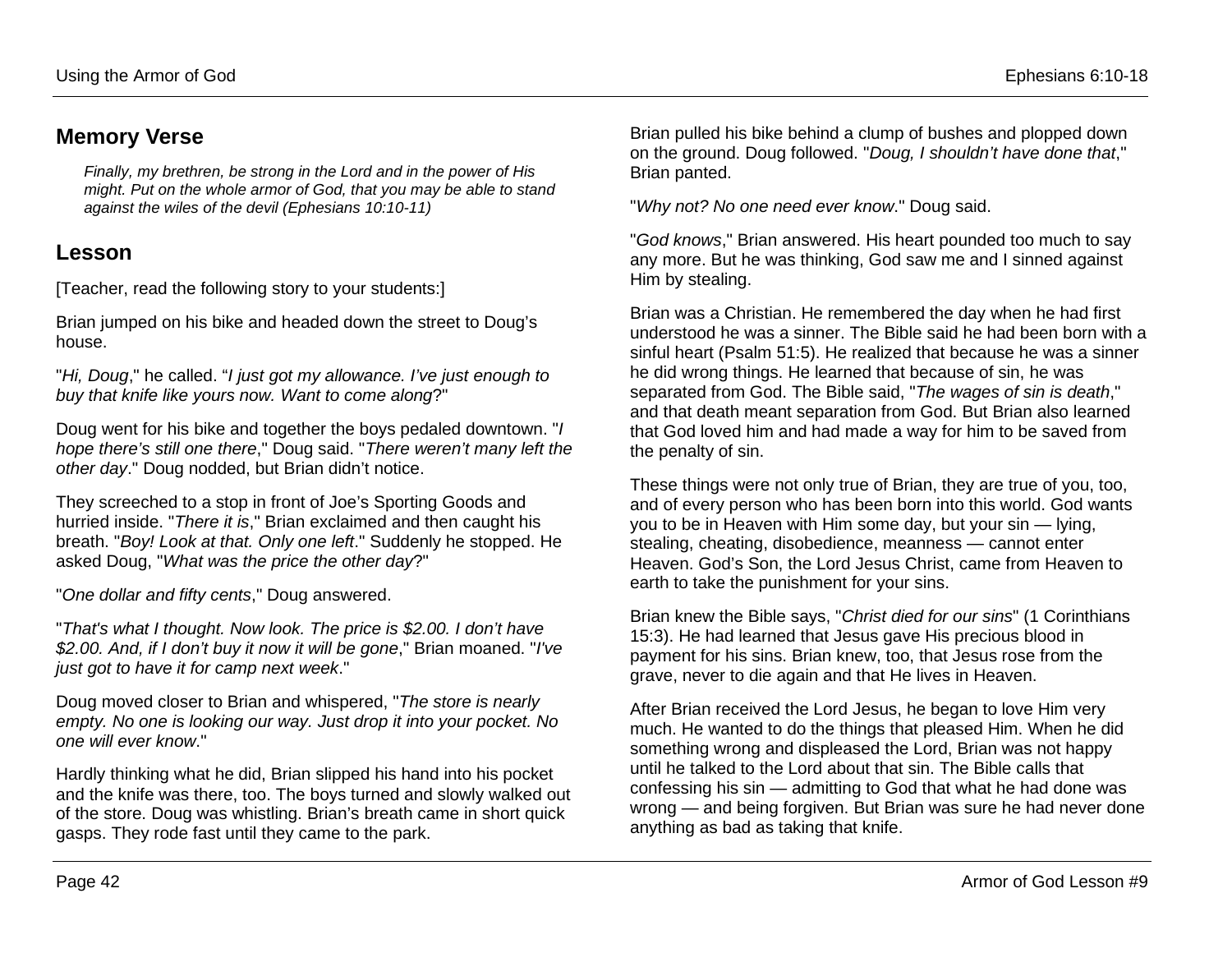## Memory Verse

> *Finally, my brethren, be strong in the Lord and in the power of His might. Put on the whole armor of God, that you may be able to stand against the wiles of the devil (Ephesians 10:10-11)*

## Lesson

[Teacher, read the following story to your students:]

Brian jumped on his bike and headed down the street to Doug's house.

"*Hi, Doug*," he called. "*I just got my allowance. I've just enough to buy that knife like yours now. Want to come along*?"

Doug went for his bike and together the boys pedaled downtown. "*I hope there's still one there*," Doug said. "*There weren't many left the other day*." Doug nodded, but Brian didn't notice.

They screeched to a stop in front of Joe's Sporting Goods and hurried inside. "*There it is*," Brian exclaimed and then caught his breath. "*Boy! Look at that. Only one left*." Suddenly he stopped. He asked Doug, "*What was the price the other day*?"

"*One dollar and fifty cents*," Doug answered.

"*That's what I thought. Now look. The price is $2.00. I don't have $2.00. And, if I don't buy it now it will be gone*," Brian moaned. "*I've just got to have it for camp next week*."

Doug moved closer to Brian and whispered, "*The store is nearly empty. No one is looking our way. Just drop it into your pocket. No one will ever know*."

Hardly thinking what he did, Brian slipped his hand into his pocket and the knife was there, too. The boys turned and slowly walked out of the store. Doug was whistling. Brian's breath came in short quick gasps. They rode fast until they came to the park.

Brian pulled his bike behind a clump of bushes and plopped down on the ground. Doug followed. "*Doug, I shouldn't have done that*," Brian panted.

"*Why not? No one need ever know*." Doug said.

"*God knows*," Brian answered. His heart pounded too much to say any more. But he was thinking, God saw me and I sinned against Him by stealing.

Brian was a Christian. He remembered the day when he had first understood he was a sinner. The Bible said he had been born with a sinful heart (Psalm 51:5). He realized that because he was a sinner he did wrong things. He learned that because of sin, he was separated from God. The Bible said, "*The wages of sin is death*," and that death meant separation from God. But Brian also learned that God loved him and had made a way for him to be saved from the penalty of sin.

These things were not only true of Brian, they are true of you, too, and of every person who has been born into this world. God wants you to be in Heaven with Him some day, but your sin — lying, stealing, cheating, disobedience, meanness — cannot enter Heaven. God's Son, the Lord Jesus Christ, came from Heaven to earth to take the punishment for your sins.

Brian knew the Bible says, "*Christ died for our sins*" (1 Corinthians 15:3). He had learned that Jesus gave His precious blood in payment for his sins. Brian knew, too, that Jesus rose from the grave, never to die again and that He lives in Heaven.

After Brian received the Lord Jesus, he began to love Him very much. He wanted to do the things that pleased Him. When he did something wrong and displeased the Lord, Brian was not happy until he talked to the Lord about that sin. The Bible calls that confessing his sin — admitting to God that what he had done was wrong — and being forgiven. But Brian was sure he had never done anything as bad as taking that knife.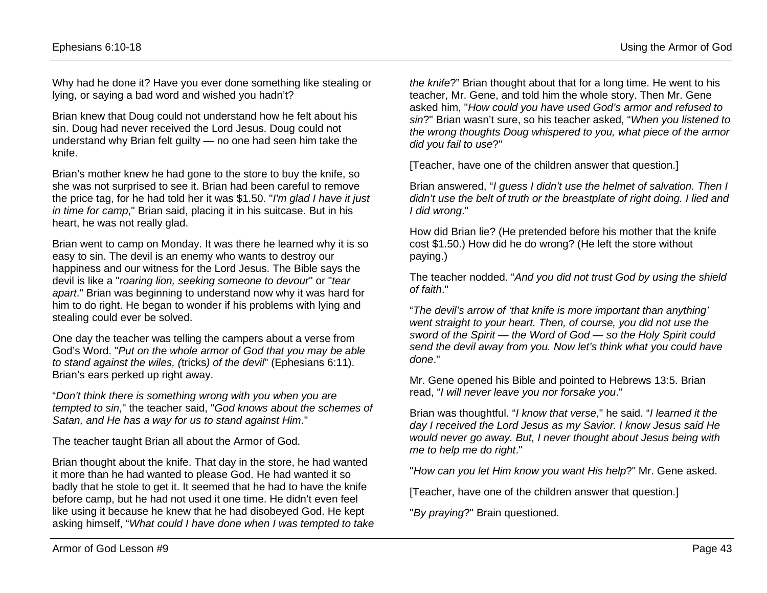Why had he done it? Have you ever done something like stealing or lying, or saying a bad word and wished you hadn't?

Brian knew that Doug could not understand how he felt about his sin. Doug had never received the Lord Jesus. Doug could not understand why Brian felt guilty — no one had seen him take the knife.

Brian's mother knew he had gone to the store to buy the knife, so she was not surprised to see it. Brian had been careful to remove the price tag, for he had told her it was $1.50. "*I'm glad I have it just in time for camp*," Brian said, placing it in his suitcase. But in his heart, he was not really glad.

Brian went to camp on Monday. It was there he learned why it is so easy to sin. The devil is an enemy who wants to destroy our happiness and our witness for the Lord Jesus. The Bible says the devil is like a "*roaring lion, seeking someone to devour*" or "*tear apart*." Brian was beginning to understand now why it was hard for him to do right. He began to wonder if his problems with lying and stealing could ever be solved.

One day the teacher was telling the campers about a verse from God's Word. "*Put on the whole armor of God that you may be able to stand against the wiles, (*tricks*) of the devil*" (Ephesians 6:11). Brian's ears perked up right away.

"*Don't think there is something wrong with you when you are tempted to sin*," the teacher said, "*God knows about the schemes of Satan, and He has a way for us to stand against Him*."

The teacher taught Brian all about the Armor of God.

Brian thought about the knife. That day in the store, he had wanted it more than he had wanted to please God. He had wanted it so badly that he stole to get it. It seemed that he had to have the knife before camp, but he had not used it one time. He didn't even feel like using it because he knew that he had disobeyed God. He kept asking himself, "*What could I have done when I was tempted to take the knife*?" Brian thought about that for a long time. He went to his teacher, Mr. Gene, and told him the whole story. Then Mr. Gene asked him, "*How could you have used God's armor and refused to sin*?" Brian wasn't sure, so his teacher asked, "*When you listened to the wrong thoughts Doug whispered to you, what piece of the armor did you fail to use*?"

[Teacher, have one of the children answer that question.]

Brian answered, "*I guess I didn't use the helmet of salvation. Then I didn't use the belt of truth or the breastplate of right doing. I lied and I did wrong*."

How did Brian lie? (He pretended before his mother that the knife cost $1.50.) How did he do wrong? (He left the store without paying.)

The teacher nodded. "*And you did not trust God by using the shield of faith*."

"*The devil's arrow of 'that knife is more important than anything' went straight to your heart. Then, of course, you did not use the sword of the Spirit — the Word of God — so the Holy Spirit could send the devil away from you. Now let's think what you could have done*."

Mr. Gene opened his Bible and pointed to Hebrews 13:5. Brian read, "*I will never leave you nor forsake you*."

Brian was thoughtful. "*I know that verse*," he said. "*I learned it the day I received the Lord Jesus as my Savior. I know Jesus said He would never go away. But, I never thought about Jesus being with me to help me do right*."

"*How can you let Him know you want His help*?" Mr. Gene asked.

[Teacher, have one of the children answer that question.]

"*By praying*?" Brain questioned.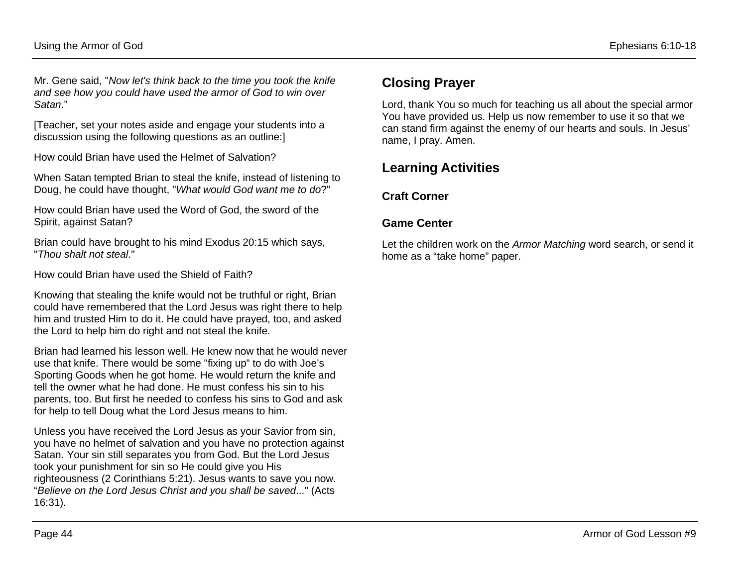Mr. Gene said, "*Now let's think back to the time you took the knife and see how you could have used the armor of God to win over Satan*."

[Teacher, set your notes aside and engage your students into a discussion using the following questions as an outline:]

How could Brian have used the Helmet of Salvation?

When Satan tempted Brian to steal the knife, instead of listening to Doug, he could have thought, "*What would God want me to do*?"

How could Brian have used the Word of God, the sword of the Spirit, against Satan?

Brian could have brought to his mind Exodus 20:15 which says, "*Thou shalt not steal*."

How could Brian have used the Shield of Faith?

Knowing that stealing the knife would not be truthful or right, Brian could have remembered that the Lord Jesus was right there to help him and trusted Him to do it. He could have prayed, too, and asked the Lord to help him do right and not steal the knife.

Brian had learned his lesson well. He knew now that he would never use that knife. There would be some "fixing up" to do with Joe's Sporting Goods when he got home. He would return the knife and tell the owner what he had done. He must confess his sin to his parents, too. But first he needed to confess his sins to God and ask for help to tell Doug what the Lord Jesus means to him.

Unless you have received the Lord Jesus as your Savior from sin, you have no helmet of salvation and you have no protection against Satan. Your sin still separates you from God. But the Lord Jesus took your punishment for sin so He could give you His righteousness (2 Corinthians 5:21). Jesus wants to save you now. "*Believe on the Lord Jesus Christ and you shall be saved*..." (Acts 16:31).

## Closing Prayer

Lord, thank You so much for teaching us all about the special armor You have provided us. Help us now remember to use it so that we can stand firm against the enemy of our hearts and souls. In Jesus' name, I pray. Amen.

## Learning Activities

### Craft Corner

### Game Center

Let the children work on the *Armor Matching* word search, or send it home as a "take home" paper.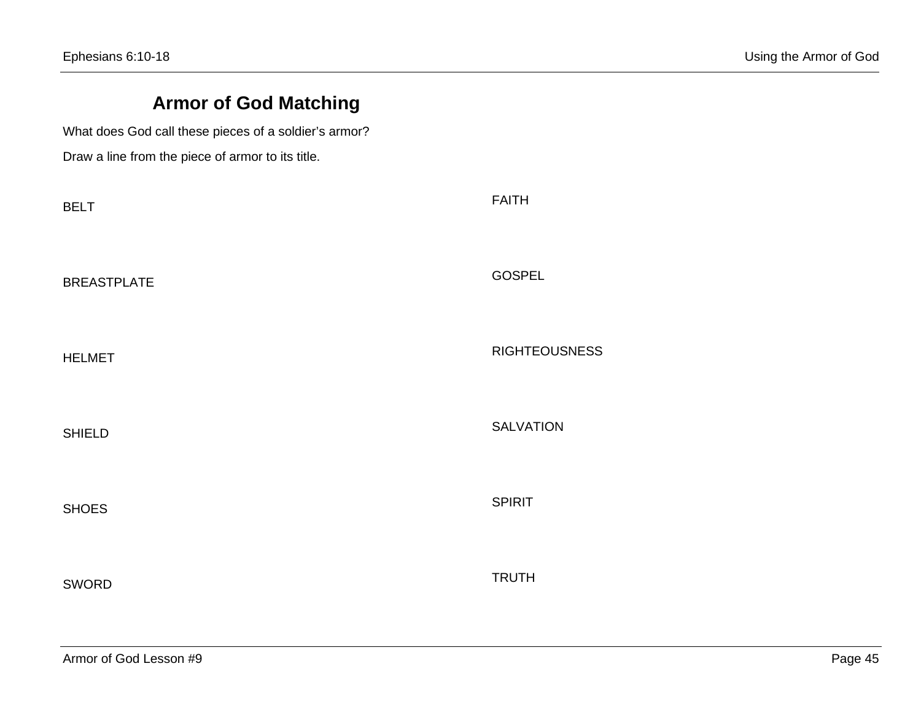## Armor of God Matching

What does God call these pieces of a soldier's armor?

Draw a line from the piece of armor to its title.

| | |
|---|---|
| BELT | FAITH |
| BREASTPLATE | GOSPEL |
| HELMET | RIGHTEOUSNESS |
| SHIELD | SALVATION |
| SHOES | SPIRIT |
| SWORD | TRUTH |